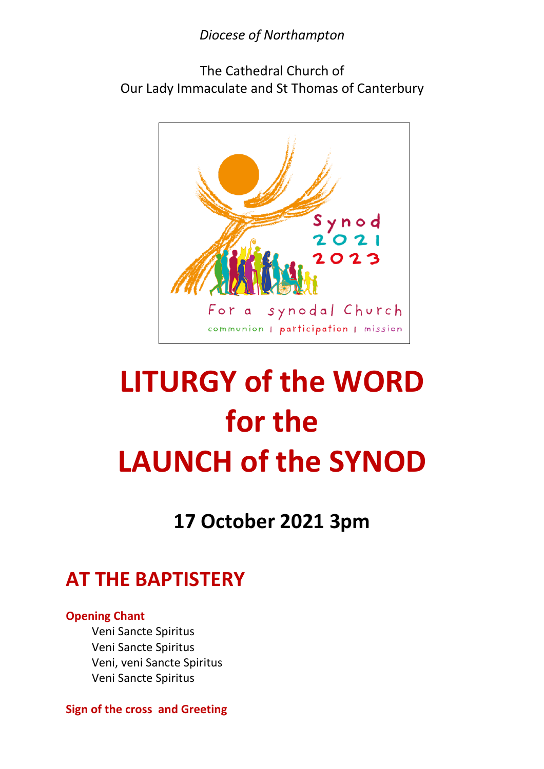*Diocese of Northampton*

The Cathedral Church of
Our Lady Immaculate and St Thomas of Canterbury

Synod 2021 2023

For a synodal Church

communion | participation | mission

# LITURGY of the WORD for the LAUNCH of the SYNOD

## 17 October 2021 3pm

## AT THE BAPTISTERY

**Opening Chant**

Veni Sancte Spiritus
Veni Sancte Spiritus
Veni, veni Sancte Spiritus
Veni Sancte Spiritus

**Sign of the cross and Greeting**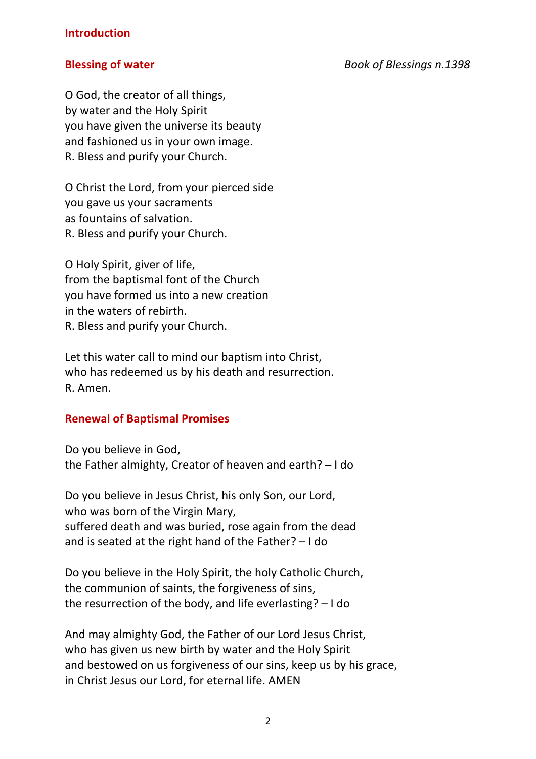## Introduction

**Blessing of water** *Book of Blessings n.1398*

O God, the creator of all things,
by water and the Holy Spirit
you have given the universe its beauty
and fashioned us in your own image.
R. Bless and purify your Church.

O Christ the Lord, from your pierced side
you gave us your sacraments
as fountains of salvation.
R. Bless and purify your Church.

O Holy Spirit, giver of life,
from the baptismal font of the Church
you have formed us into a new creation
in the waters of rebirth.
R. Bless and purify your Church.

Let this water call to mind our baptism into Christ,
who has redeemed us by his death and resurrection.
R. Amen.

## Renewal of Baptismal Promises

Do you believe in God,
the Father almighty, Creator of heaven and earth? – I do

Do you believe in Jesus Christ, his only Son, our Lord,
who was born of the Virgin Mary,
suffered death and was buried, rose again from the dead
and is seated at the right hand of the Father? – I do

Do you believe in the Holy Spirit, the holy Catholic Church,
the communion of saints, the forgiveness of sins,
the resurrection of the body, and life everlasting? – I do

And may almighty God, the Father of our Lord Jesus Christ,
who has given us new birth by water and the Holy Spirit
and bestowed on us forgiveness of our sins, keep us by his grace,
in Christ Jesus our Lord, for eternal life. AMEN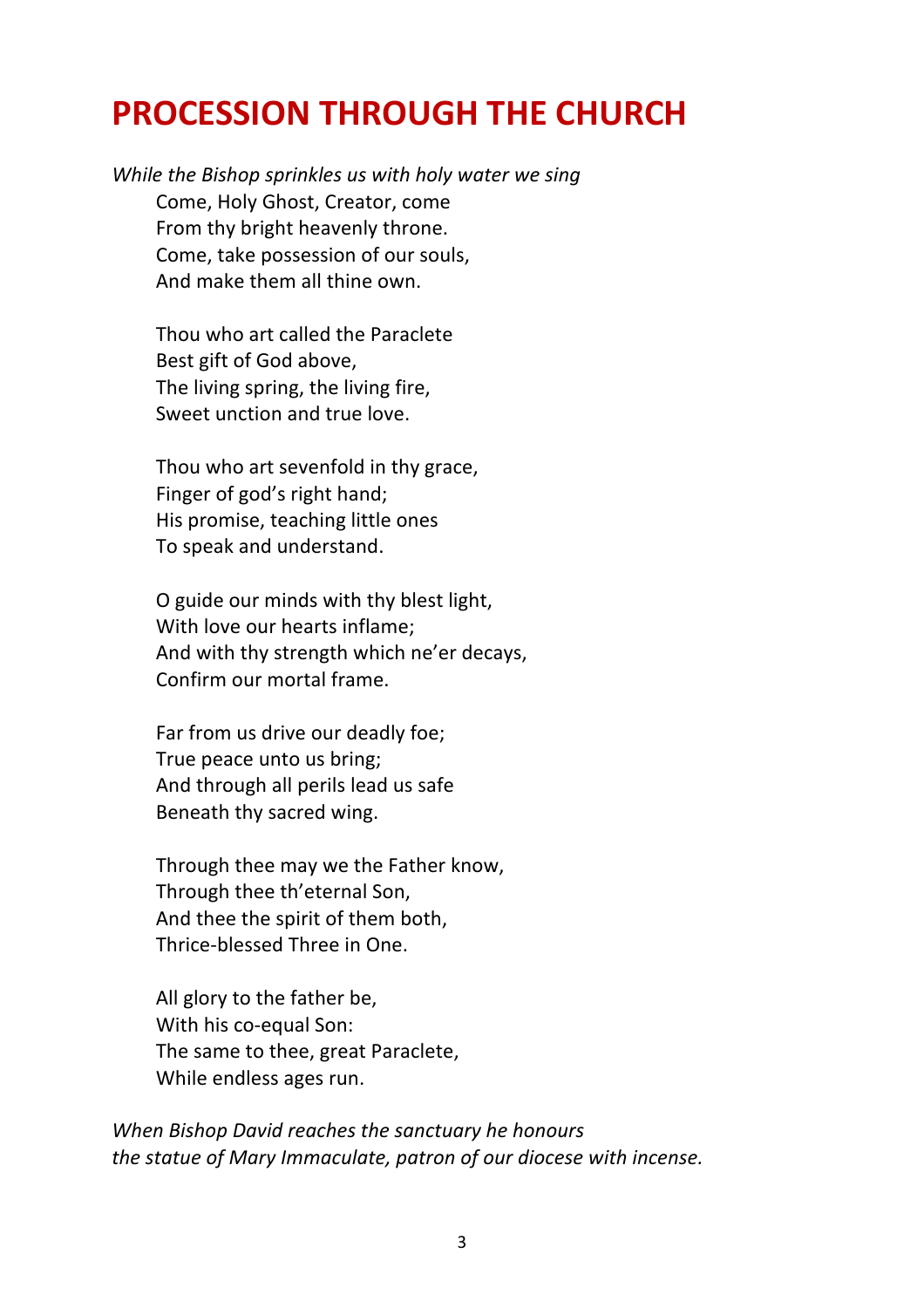# PROCESSION THROUGH THE CHURCH

*While the Bishop sprinkles us with holy water we sing*

Come, Holy Ghost, Creator, come
From thy bright heavenly throne.
Come, take possession of our souls,
And make them all thine own.

Thou who art called the Paraclete
Best gift of God above,
The living spring, the living fire,
Sweet unction and true love.

Thou who art sevenfold in thy grace,
Finger of god's right hand;
His promise, teaching little ones
To speak and understand.

O guide our minds with thy blest light,
With love our hearts inflame;
And with thy strength which ne'er decays,
Confirm our mortal frame.

Far from us drive our deadly foe;
True peace unto us bring;
And through all perils lead us safe
Beneath thy sacred wing.

Through thee may we the Father know,
Through thee th'eternal Son,
And thee the spirit of them both,
Thrice-blessed Three in One.

All glory to the father be,
With his co-equal Son:
The same to thee, great Paraclete,
While endless ages run.

*When Bishop David reaches the sanctuary he honours the statue of Mary Immaculate, patron of our diocese with incense.*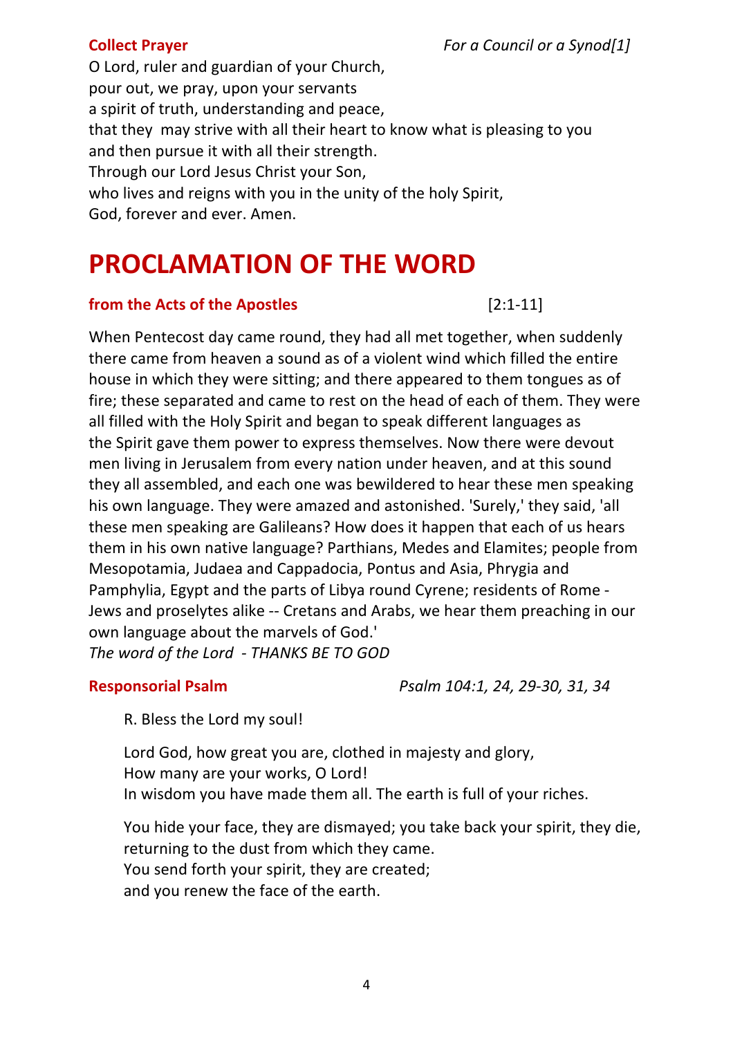**Collect Prayer** *For a Council or a Synod[1]*

O Lord, ruler and guardian of your Church,
pour out, we pray, upon your servants
a spirit of truth, understanding and peace,
that they may strive with all their heart to know what is pleasing to you
and then pursue it with all their strength.
Through our Lord Jesus Christ your Son,
who lives and reigns with you in the unity of the holy Spirit,
God, forever and ever. Amen.

# PROCLAMATION OF THE WORD

**from the Acts of the Apostles** [2:1-11]

When Pentecost day came round, they had all met together, when suddenly there came from heaven a sound as of a violent wind which filled the entire house in which they were sitting; and there appeared to them tongues as of fire; these separated and came to rest on the head of each of them. They were all filled with the Holy Spirit and began to speak different languages as the Spirit gave them power to express themselves. Now there were devout men living in Jerusalem from every nation under heaven, and at this sound they all assembled, and each one was bewildered to hear these men speaking his own language. They were amazed and astonished. 'Surely,' they said, 'all these men speaking are Galileans? How does it happen that each of us hears them in his own native language? Parthians, Medes and Elamites; people from Mesopotamia, Judaea and Cappadocia, Pontus and Asia, Phrygia and Pamphylia, Egypt and the parts of Libya round Cyrene; residents of Rome - Jews and proselytes alike -- Cretans and Arabs, we hear them preaching in our own language about the marvels of God.'
*The word of the Lord - THANKS BE TO GOD*

**Responsorial Psalm** *Psalm 104:1, 24, 29-30, 31, 34*

R. Bless the Lord my soul!

Lord God, how great you are, clothed in majesty and glory,
How many are your works, O Lord!
In wisdom you have made them all. The earth is full of your riches.

You hide your face, they are dismayed; you take back your spirit, they die,
returning to the dust from which they came.
You send forth your spirit, they are created;
and you renew the face of the earth.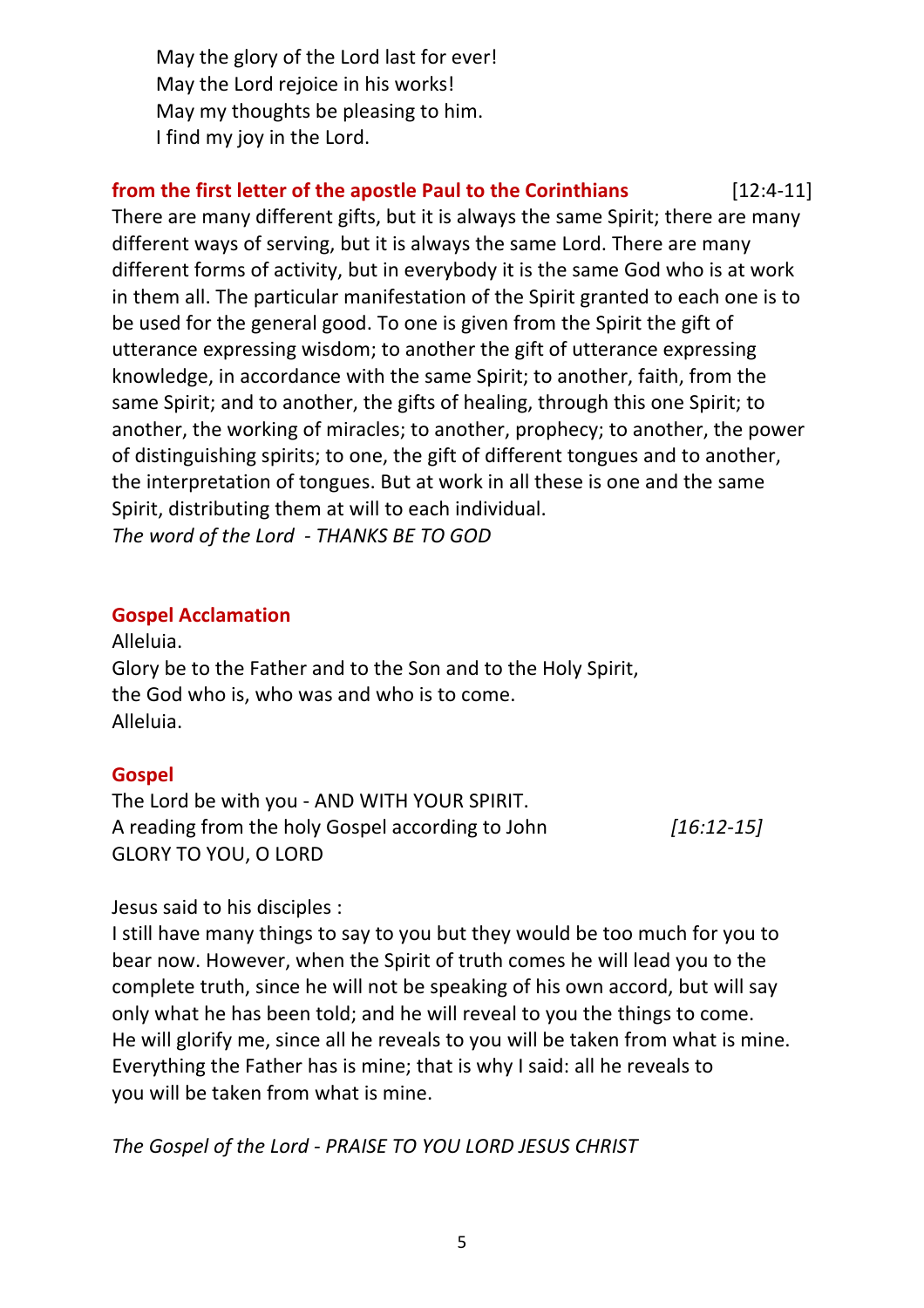May the glory of the Lord last for ever!  
May the Lord rejoice in his works!  
May my thoughts be pleasing to him.  
I find my joy in the Lord.

**from the first letter of the apostle Paul to the Corinthians** [12:4-11]

There are many different gifts, but it is always the same Spirit; there are many different ways of serving, but it is always the same Lord. There are many different forms of activity, but in everybody it is the same God who is at work in them all. The particular manifestation of the Spirit granted to each one is to be used for the general good. To one is given from the Spirit the gift of utterance expressing wisdom; to another the gift of utterance expressing knowledge, in accordance with the same Spirit; to another, faith, from the same Spirit; and to another, the gifts of healing, through this one Spirit; to another, the working of miracles; to another, prophecy; to another, the power of distinguishing spirits; to one, the gift of different tongues and to another, the interpretation of tongues. But at work in all these is one and the same Spirit, distributing them at will to each individual.  
*The word of the Lord - THANKS BE TO GOD*

**Gospel Acclamation**

Alleluia.  
Glory be to the Father and to the Son and to the Holy Spirit,  
the God who is, who was and who is to come.  
Alleluia.

**Gospel**

The Lord be with you - AND WITH YOUR SPIRIT.  
A reading from the holy Gospel according to John *[16:12-15]*  
GLORY TO YOU, O LORD

Jesus said to his disciples :  
I still have many things to say to you but they would be too much for you to bear now. However, when the Spirit of truth comes he will lead you to the complete truth, since he will not be speaking of his own accord, but will say only what he has been told; and he will reveal to you the things to come.  
He will glorify me, since all he reveals to you will be taken from what is mine.  
Everything the Father has is mine; that is why I said: all he reveals to you will be taken from what is mine.

*The Gospel of the Lord - PRAISE TO YOU LORD JESUS CHRIST*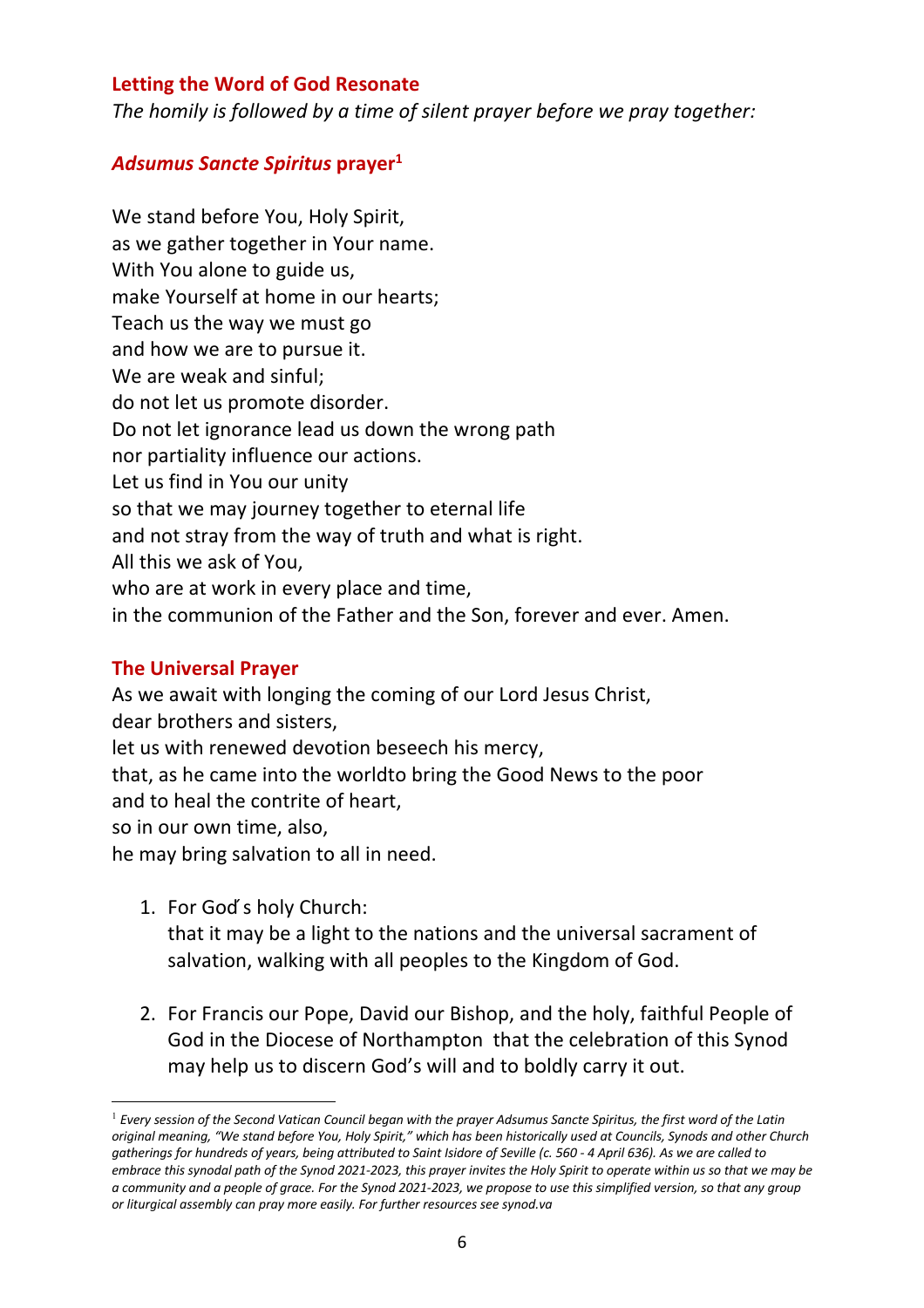## Letting the Word of God Resonate

*The homily is followed by a time of silent prayer before we pray together:*

### *Adsumus Sancte Spiritus* prayer[1]

We stand before You, Holy Spirit,
as we gather together in Your name.
With You alone to guide us,
make Yourself at home in our hearts;
Teach us the way we must go
and how we are to pursue it.
We are weak and sinful;
do not let us promote disorder.
Do not let ignorance lead us down the wrong path
nor partiality influence our actions.
Let us find in You our unity
so that we may journey together to eternal life
and not stray from the way of truth and what is right.
All this we ask of You,
who are at work in every place and time,
in the communion of the Father and the Son, forever and ever. Amen.

## The Universal Prayer

As we await with longing the coming of our Lord Jesus Christ,
dear brothers and sisters,
let us with renewed devotion beseech his mercy,
that, as he came into the worldto bring the Good News to the poor
and to heal the contrite of heart,
so in our own time, also,
he may bring salvation to all in need.

1. For God̓ s holy Church:
   that it may be a light to the nations and the universal sacrament of salvation, walking with all peoples to the Kingdom of God.

2. For Francis our Pope, David our Bishop, and the holy, faithful People of God in the Diocese of Northampton  that the celebration of this Synod may help us to discern God's will and to boldly carry it out.

---

[1] *Every session of the Second Vatican Council began with the prayer Adsumus Sancte Spiritus, the first word of the Latin original meaning, "We stand before You, Holy Spirit," which has been historically used at Councils, Synods and other Church gatherings for hundreds of years, being attributed to Saint Isidore of Seville (c. 560 - 4 April 636). As we are called to embrace this synodal path of the Synod 2021-2023, this prayer invites the Holy Spirit to operate within us so that we may be a community and a people of grace. For the Synod 2021-2023, we propose to use this simplified version, so that any group or liturgical assembly can pray more easily. For further resources see synod.va*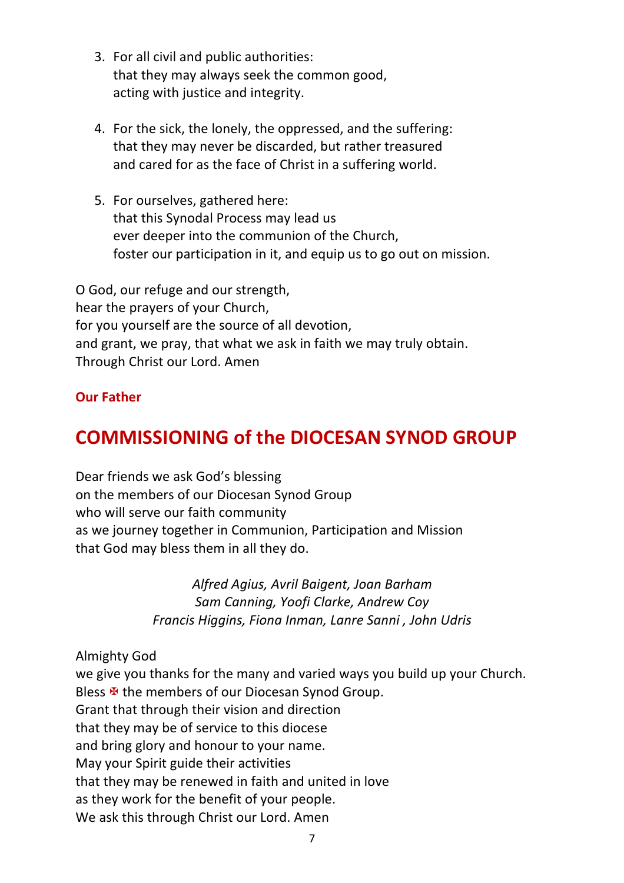3. For all civil and public authorities:
   that they may always seek the common good,
   acting with justice and integrity.

4. For the sick, the lonely, the oppressed, and the suffering:
   that they may never be discarded, but rather treasured
   and cared for as the face of Christ in a suffering world.

5. For ourselves, gathered here:
   that this Synodal Process may lead us
   ever deeper into the communion of the Church,
   foster our participation in it, and equip us to go out on mission.

O God, our refuge and our strength,
hear the prayers of your Church,
for you yourself are the source of all devotion,
and grant, we pray, that what we ask in faith we may truly obtain.
Through Christ our Lord. Amen

**Our Father**

# COMMISSIONING of the DIOCESAN SYNOD GROUP

Dear friends we ask God's blessing
on the members of our Diocesan Synod Group
who will serve our faith community
as we journey together in Communion, Participation and Mission
that God may bless them in all they do.

*Alfred Agius, Avril Baigent, Joan Barham*
*Sam Canning, Yoofi Clarke, Andrew Coy*
*Francis Higgins, Fiona Inman, Lanre Sanni , John Udris*

Almighty God
we give you thanks for the many and varied ways you build up your Church.
Bless ✠ the members of our Diocesan Synod Group.
Grant that through their vision and direction
that they may be of service to this diocese
and bring glory and honour to your name.
May your Spirit guide their activities
that they may be renewed in faith and united in love
as they work for the benefit of your people.
We ask this through Christ our Lord. Amen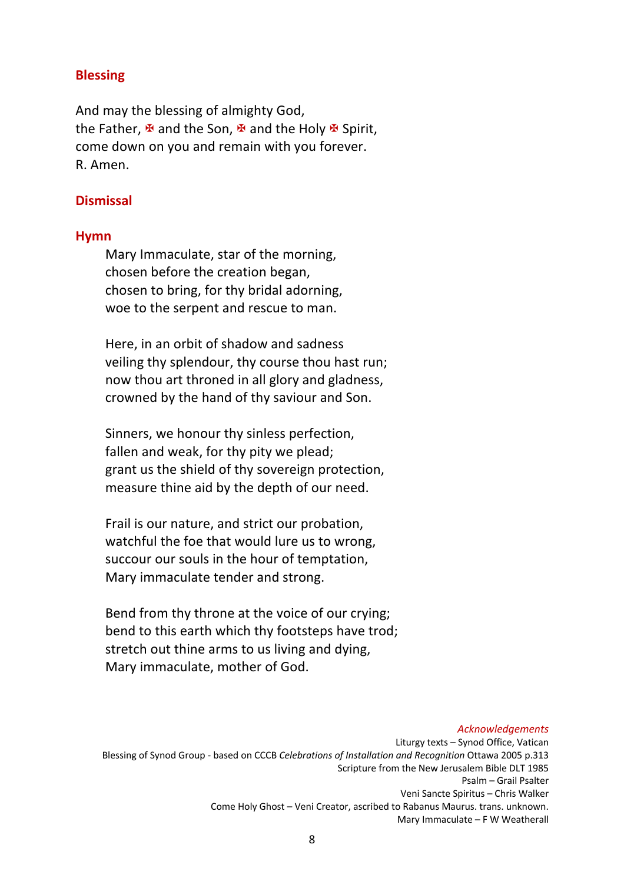## Blessing

And may the blessing of almighty God,
the Father, ✠ and the Son, ✠ and the Holy ✠ Spirit,
come down on you and remain with you forever.
R. Amen.

## Dismissal

## Hymn

Mary Immaculate, star of the morning,
chosen before the creation began,
chosen to bring, for thy bridal adorning,
woe to the serpent and rescue to man.

Here, in an orbit of shadow and sadness
veiling thy splendour, thy course thou hast run;
now thou art throned in all glory and gladness,
crowned by the hand of thy saviour and Son.

Sinners, we honour thy sinless perfection,
fallen and weak, for thy pity we plead;
grant us the shield of thy sovereign protection,
measure thine aid by the depth of our need.

Frail is our nature, and strict our probation,
watchful the foe that would lure us to wrong,
succour our souls in the hour of temptation,
Mary immaculate tender and strong.

Bend from thy throne at the voice of our crying;
bend to this earth which thy footsteps have trod;
stretch out thine arms to us living and dying,
Mary immaculate, mother of God.

*Acknowledgements*

Liturgy texts – Synod Office, Vatican
Blessing of Synod Group - based on CCCB *Celebrations of Installation and Recognition* Ottawa 2005 p.313
Scripture from the New Jerusalem Bible DLT 1985
Psalm – Grail Psalter
Veni Sancte Spiritus – Chris Walker
Come Holy Ghost – Veni Creator, ascribed to Rabanus Maurus. trans. unknown.
Mary Immaculate – F W Weatherall